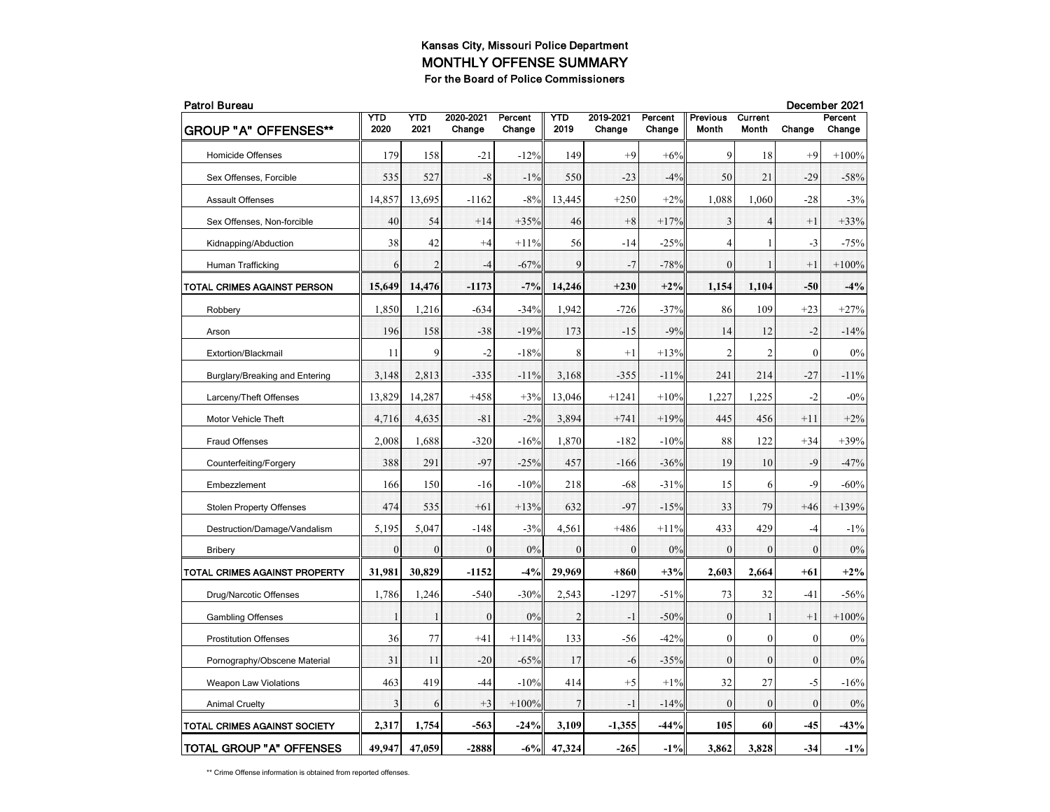Kansas City, Missouri Police Department

# MONTHLY OFFENSE SUMMARY

For the Board of Police Commissioners

**Patrol Bureau** — **December 2021**

| GROUP "A" OFFENSES** | YTD 2020 | YTD 2021 | 2020-2021 Change | Percent Change | YTD 2019 | 2019-2021 Change | Percent Change | Previous Month | Current Month | Change | Percent Change |
|---|---|---|---|---|---|---|---|---|---|---|---|
| Homicide Offenses | 179 | 158 | -21 | -12% | 149 | +9 | +6% | 9 | 18 | +9 | +100% |
| Sex Offenses, Forcible | 535 | 527 | -8 | -1% | 550 | -23 | -4% | 50 | 21 | -29 | -58% |
| Assault Offenses | 14,857 | 13,695 | -1162 | -8% | 13,445 | +250 | +2% | 1,088 | 1,060 | -28 | -3% |
| Sex Offenses, Non-forcible | 40 | 54 | +14 | +35% | 46 | +8 | +17% | 3 | 4 | +1 | +33% |
| Kidnapping/Abduction | 38 | 42 | +4 | +11% | 56 | -14 | -25% | 4 | 1 | -3 | -75% |
| Human Trafficking | 6 | 2 | -4 | -67% | 9 | -7 | -78% | 0 | 1 | +1 | +100% |
| **TOTAL CRIMES AGAINST PERSON** | **15,649** | **14,476** | **-1173** | **-7%** | **14,246** | **+230** | **+2%** | **1,154** | **1,104** | **-50** | **-4%** |
| Robbery | 1,850 | 1,216 | -634 | -34% | 1,942 | -726 | -37% | 86 | 109 | +23 | +27% |
| Arson | 196 | 158 | -38 | -19% | 173 | -15 | -9% | 14 | 12 | -2 | -14% |
| Extortion/Blackmail | 11 | 9 | -2 | -18% | 8 | +1 | +13% | 2 | 2 | 0 | 0% |
| Burglary/Breaking and Entering | 3,148 | 2,813 | -335 | -11% | 3,168 | -355 | -11% | 241 | 214 | -27 | -11% |
| Larceny/Theft Offenses | 13,829 | 14,287 | +458 | +3% | 13,046 | +1241 | +10% | 1,227 | 1,225 | -2 | -0% |
| Motor Vehicle Theft | 4,716 | 4,635 | -81 | -2% | 3,894 | +741 | +19% | 445 | 456 | +11 | +2% |
| Fraud Offenses | 2,008 | 1,688 | -320 | -16% | 1,870 | -182 | -10% | 88 | 122 | +34 | +39% |
| Counterfeiting/Forgery | 388 | 291 | -97 | -25% | 457 | -166 | -36% | 19 | 10 | -9 | -47% |
| Embezzlement | 166 | 150 | -16 | -10% | 218 | -68 | -31% | 15 | 6 | -9 | -60% |
| Stolen Property Offenses | 474 | 535 | +61 | +13% | 632 | -97 | -15% | 33 | 79 | +46 | +139% |
| Destruction/Damage/Vandalism | 5,195 | 5,047 | -148 | -3% | 4,561 | +486 | +11% | 433 | 429 | -4 | -1% |
| Bribery | 0 | 0 | 0 | 0% | 0 | 0 | 0% | 0 | 0 | 0 | 0% |
| **TOTAL CRIMES AGAINST PROPERTY** | **31,981** | **30,829** | **-1152** | **-4%** | **29,969** | **+860** | **+3%** | **2,603** | **2,664** | **+61** | **+2%** |
| Drug/Narcotic Offenses | 1,786 | 1,246 | -540 | -30% | 2,543 | -1297 | -51% | 73 | 32 | -41 | -56% |
| Gambling Offenses | 1 | 1 | 0 | 0% | 2 | -1 | -50% | 0 | 1 | +1 | +100% |
| Prostitution Offenses | 36 | 77 | +41 | +114% | 133 | -56 | -42% | 0 | 0 | 0 | 0% |
| Pornography/Obscene Material | 31 | 11 | -20 | -65% | 17 | -6 | -35% | 0 | 0 | 0 | 0% |
| Weapon Law Violations | 463 | 419 | -44 | -10% | 414 | +5 | +1% | 32 | 27 | -5 | -16% |
| Animal Cruelty | 3 | 6 | +3 | +100% | 7 | -1 | -14% | 0 | 0 | 0 | 0% |
| **TOTAL CRIMES AGAINST SOCIETY** | **2,317** | **1,754** | **-563** | **-24%** | **3,109** | **-1,355** | **-44%** | **105** | **60** | **-45** | **-43%** |
| **TOTAL GROUP "A" OFFENSES** | **49,947** | **47,059** | **-2888** | **-6%** | **47,324** | **-265** | **-1%** | **3,862** | **3,828** | **-34** | **-1%** |

** Crime Offense information is obtained from reported offenses.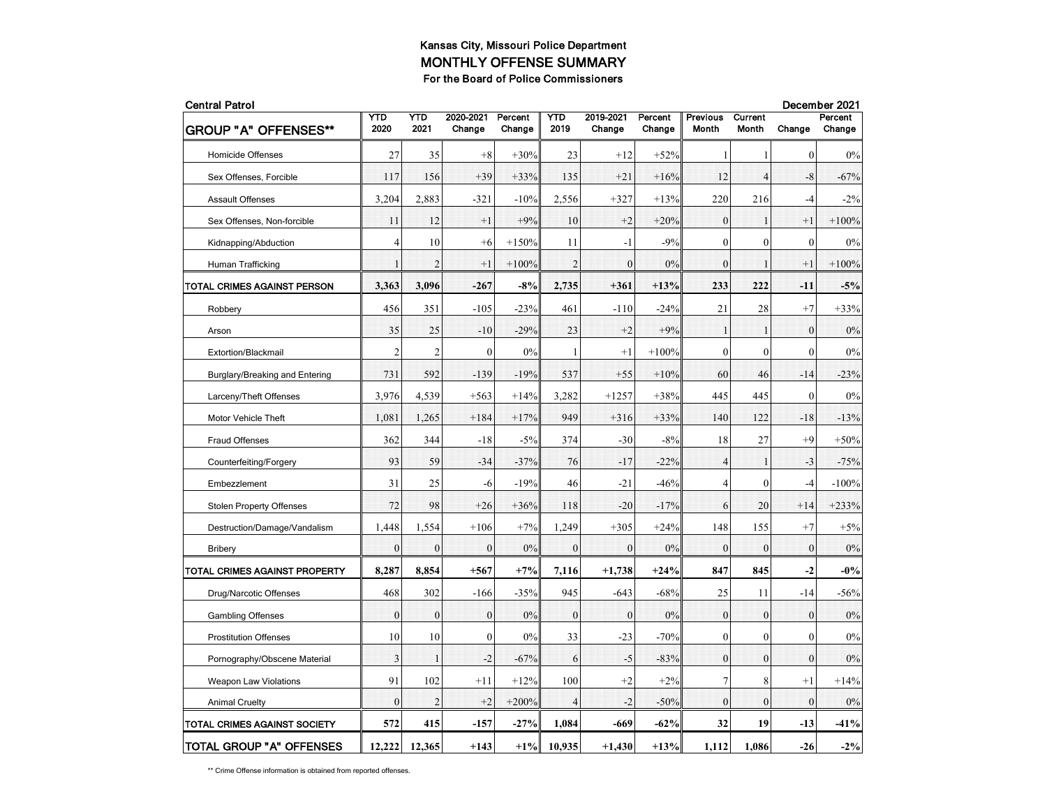# Kansas City, Missouri Police Department

## MONTHLY OFFENSE SUMMARY

### For the Board of Police Commissioners

**Central Patrol** — **December 2021**

| GROUP "A" OFFENSES** | YTD 2020 | YTD 2021 | 2020-2021 Change | Percent Change | YTD 2019 | 2019-2021 Change | Percent Change | Previous Month | Current Month | Change | Percent Change |
|---|---|---|---|---|---|---|---|---|---|---|---|
| Homicide Offenses | 27 | 35 | +8 | +30% | 23 | +12 | +52% | 1 | 1 | 0 | 0% |
| Sex Offenses, Forcible | 117 | 156 | +39 | +33% | 135 | +21 | +16% | 12 | 4 | -8 | -67% |
| Assault Offenses | 3,204 | 2,883 | -321 | -10% | 2,556 | +327 | +13% | 220 | 216 | -4 | -2% |
| Sex Offenses, Non-forcible | 11 | 12 | +1 | +9% | 10 | +2 | +20% | 0 | 1 | +1 | +100% |
| Kidnapping/Abduction | 4 | 10 | +6 | +150% | 11 | -1 | -9% | 0 | 0 | 0 | 0% |
| Human Trafficking | 1 | 2 | +1 | +100% | 2 | 0 | 0% | 0 | 1 | +1 | +100% |
| **TOTAL CRIMES AGAINST PERSON** | **3,363** | **3,096** | **-267** | **-8%** | **2,735** | **+361** | **+13%** | **233** | **222** | **-11** | **-5%** |
| Robbery | 456 | 351 | -105 | -23% | 461 | -110 | -24% | 21 | 28 | +7 | +33% |
| Arson | 35 | 25 | -10 | -29% | 23 | +2 | +9% | 1 | 1 | 0 | 0% |
| Extortion/Blackmail | 2 | 2 | 0 | 0% | 1 | +1 | +100% | 0 | 0 | 0 | 0% |
| Burglary/Breaking and Entering | 731 | 592 | -139 | -19% | 537 | +55 | +10% | 60 | 46 | -14 | -23% |
| Larceny/Theft Offenses | 3,976 | 4,539 | +563 | +14% | 3,282 | +1257 | +38% | 445 | 445 | 0 | 0% |
| Motor Vehicle Theft | 1,081 | 1,265 | +184 | +17% | 949 | +316 | +33% | 140 | 122 | -18 | -13% |
| Fraud Offenses | 362 | 344 | -18 | -5% | 374 | -30 | -8% | 18 | 27 | +9 | +50% |
| Counterfeiting/Forgery | 93 | 59 | -34 | -37% | 76 | -17 | -22% | 4 | 1 | -3 | -75% |
| Embezzlement | 31 | 25 | -6 | -19% | 46 | -21 | -46% | 4 | 0 | -4 | -100% |
| Stolen Property Offenses | 72 | 98 | +26 | +36% | 118 | -20 | -17% | 6 | 20 | +14 | +233% |
| Destruction/Damage/Vandalism | 1,448 | 1,554 | +106 | +7% | 1,249 | +305 | +24% | 148 | 155 | +7 | +5% |
| Bribery | 0 | 0 | 0 | 0% | 0 | 0 | 0% | 0 | 0 | 0 | 0% |
| **TOTAL CRIMES AGAINST PROPERTY** | **8,287** | **8,854** | **+567** | **+7%** | **7,116** | **+1,738** | **+24%** | **847** | **845** | **-2** | **-0%** |
| Drug/Narcotic Offenses | 468 | 302 | -166 | -35% | 945 | -643 | -68% | 25 | 11 | -14 | -56% |
| Gambling Offenses | 0 | 0 | 0 | 0% | 0 | 0 | 0% | 0 | 0 | 0 | 0% |
| Prostitution Offenses | 10 | 10 | 0 | 0% | 33 | -23 | -70% | 0 | 0 | 0 | 0% |
| Pornography/Obscene Material | 3 | 1 | -2 | -67% | 6 | -5 | -83% | 0 | 0 | 0 | 0% |
| Weapon Law Violations | 91 | 102 | +11 | +12% | 100 | +2 | +2% | 7 | 8 | +1 | +14% |
| Animal Cruelty | 0 | 2 | +2 | +200% | 4 | -2 | -50% | 0 | 0 | 0 | 0% |
| **TOTAL CRIMES AGAINST SOCIETY** | **572** | **415** | **-157** | **-27%** | **1,084** | **-669** | **-62%** | **32** | **19** | **-13** | **-41%** |
| **TOTAL GROUP "A" OFFENSES** | **12,222** | **12,365** | **+143** | **+1%** | **10,935** | **+1,430** | **+13%** | **1,112** | **1,086** | **-26** | **-2%** |

** Crime Offense information is obtained from reported offenses.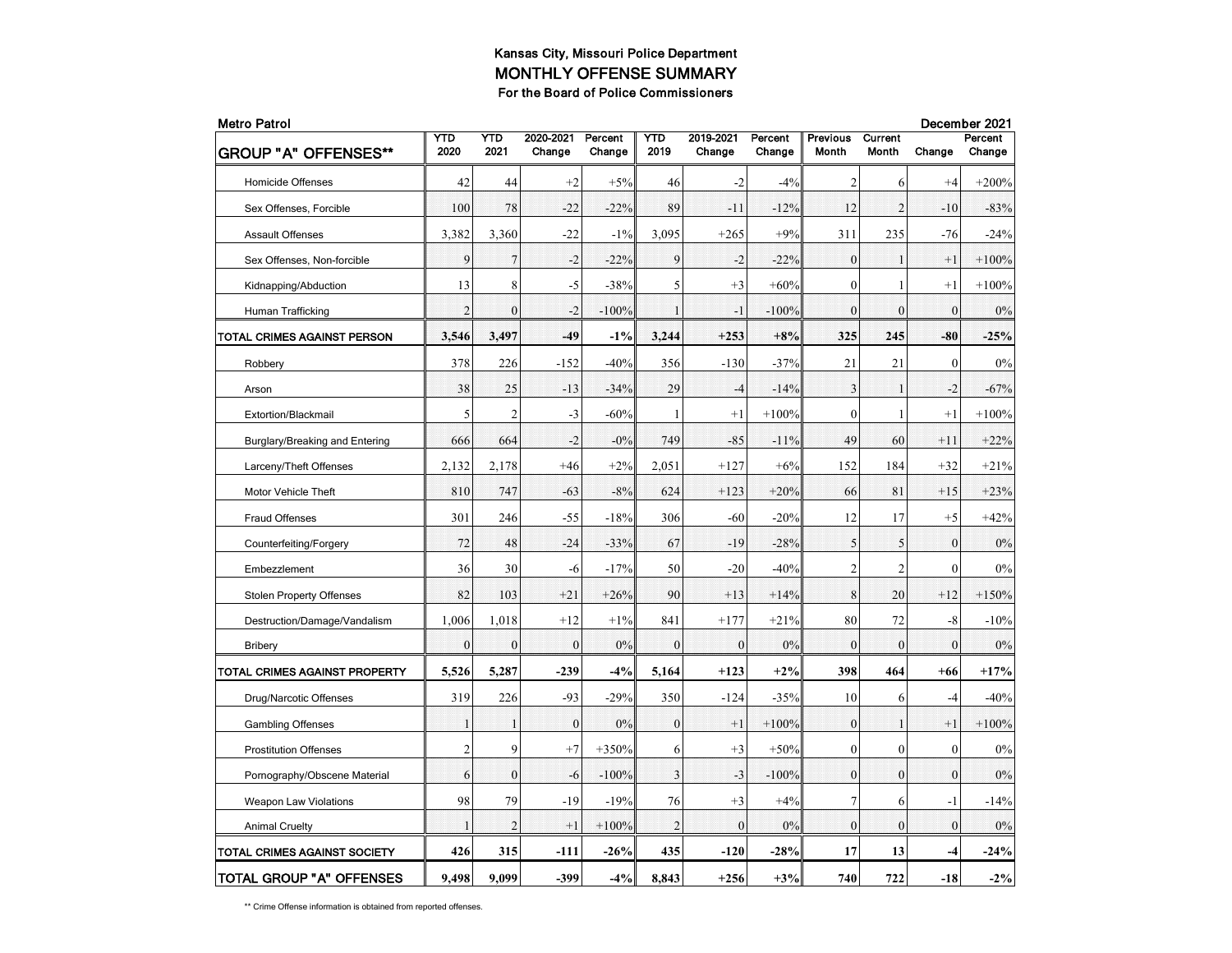# Kansas City, Missouri Police Department

## MONTHLY OFFENSE SUMMARY

### For the Board of Police Commissioners

**Metro Patrol** — **December 2021**

| GROUP "A" OFFENSES** | YTD 2020 | YTD 2021 | 2020-2021 Change | Percent Change | YTD 2019 | 2019-2021 Change | Percent Change | Previous Month | Current Month | Change | Percent Change |
|---|---|---|---|---|---|---|---|---|---|---|---|
| Homicide Offenses | 42 | 44 | +2 | +5% | 46 | -2 | -4% | 2 | 6 | +4 | +200% |
| Sex Offenses, Forcible | 100 | 78 | -22 | -22% | 89 | -11 | -12% | 12 | 2 | -10 | -83% |
| Assault Offenses | 3,382 | 3,360 | -22 | -1% | 3,095 | +265 | +9% | 311 | 235 | -76 | -24% |
| Sex Offenses, Non-forcible | 9 | 7 | -2 | -22% | 9 | -2 | -22% | 0 | 1 | +1 | +100% |
| Kidnapping/Abduction | 13 | 8 | -5 | -38% | 5 | +3 | +60% | 0 | 1 | +1 | +100% |
| Human Trafficking | 2 | 0 | -2 | -100% | 1 | -1 | -100% | 0 | 0 | 0 | 0% |
| **TOTAL CRIMES AGAINST PERSON** | **3,546** | **3,497** | **-49** | **-1%** | **3,244** | **+253** | **+8%** | **325** | **245** | **-80** | **-25%** |
| Robbery | 378 | 226 | -152 | -40% | 356 | -130 | -37% | 21 | 21 | 0 | 0% |
| Arson | 38 | 25 | -13 | -34% | 29 | -4 | -14% | 3 | 1 | -2 | -67% |
| Extortion/Blackmail | 5 | 2 | -3 | -60% | 1 | +1 | +100% | 0 | 1 | +1 | +100% |
| Burglary/Breaking and Entering | 666 | 664 | -2 | -0% | 749 | -85 | -11% | 49 | 60 | +11 | +22% |
| Larceny/Theft Offenses | 2,132 | 2,178 | +46 | +2% | 2,051 | +127 | +6% | 152 | 184 | +32 | +21% |
| Motor Vehicle Theft | 810 | 747 | -63 | -8% | 624 | +123 | +20% | 66 | 81 | +15 | +23% |
| Fraud Offenses | 301 | 246 | -55 | -18% | 306 | -60 | -20% | 12 | 17 | +5 | +42% |
| Counterfeiting/Forgery | 72 | 48 | -24 | -33% | 67 | -19 | -28% | 5 | 5 | 0 | 0% |
| Embezzlement | 36 | 30 | -6 | -17% | 50 | -20 | -40% | 2 | 2 | 0 | 0% |
| Stolen Property Offenses | 82 | 103 | +21 | +26% | 90 | +13 | +14% | 8 | 20 | +12 | +150% |
| Destruction/Damage/Vandalism | 1,006 | 1,018 | +12 | +1% | 841 | +177 | +21% | 80 | 72 | -8 | -10% |
| Bribery | 0 | 0 | 0 | 0% | 0 | 0 | 0% | 0 | 0 | 0 | 0% |
| **TOTAL CRIMES AGAINST PROPERTY** | **5,526** | **5,287** | **-239** | **-4%** | **5,164** | **+123** | **+2%** | **398** | **464** | **+66** | **+17%** |
| Drug/Narcotic Offenses | 319 | 226 | -93 | -29% | 350 | -124 | -35% | 10 | 6 | -4 | -40% |
| Gambling Offenses | 1 | 1 | 0 | 0% | 0 | +1 | +100% | 0 | 1 | +1 | +100% |
| Prostitution Offenses | 2 | 9 | +7 | +350% | 6 | +3 | +50% | 0 | 0 | 0 | 0% |
| Pornography/Obscene Material | 6 | 0 | -6 | -100% | 3 | -3 | -100% | 0 | 0 | 0 | 0% |
| Weapon Law Violations | 98 | 79 | -19 | -19% | 76 | +3 | +4% | 7 | 6 | -1 | -14% |
| Animal Cruelty | 1 | 2 | +1 | +100% | 2 | 0 | 0% | 0 | 0 | 0 | 0% |
| **TOTAL CRIMES AGAINST SOCIETY** | **426** | **315** | **-111** | **-26%** | **435** | **-120** | **-28%** | **17** | **13** | **-4** | **-24%** |
| **TOTAL GROUP "A" OFFENSES** | **9,498** | **9,099** | **-399** | **-4%** | **8,843** | **+256** | **+3%** | **740** | **722** | **-18** | **-2%** |

** Crime Offense information is obtained from reported offenses.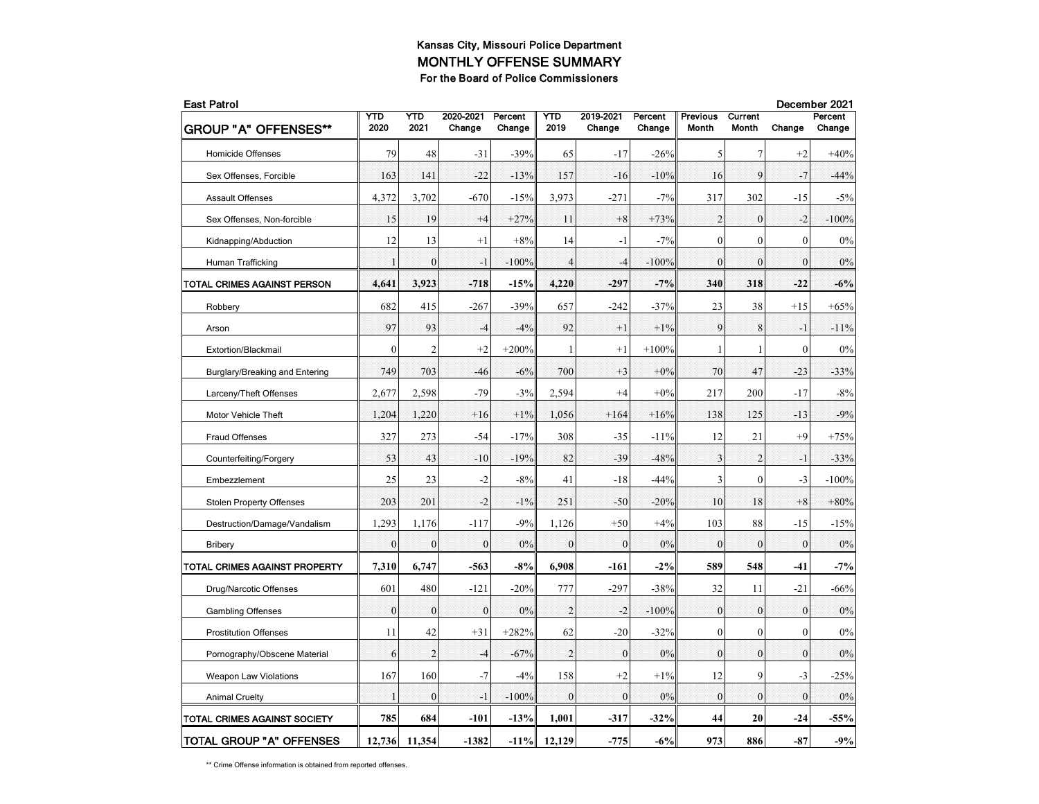**Kansas City, Missouri Police Department**

## MONTHLY OFFENSE SUMMARY

**For the Board of Police Commissioners**

**East Patrol** — **December 2021**

| GROUP "A" OFFENSES** | YTD 2020 | YTD 2021 | 2020-2021 Change | Percent Change | YTD 2019 | 2019-2021 Change | Percent Change | Previous Month | Current Month | Change | Percent Change |
|---|---|---|---|---|---|---|---|---|---|---|---|
| Homicide Offenses | 79 | 48 | -31 | -39% | 65 | -17 | -26% | 5 | 7 | +2 | +40% |
| Sex Offenses, Forcible | 163 | 141 | -22 | -13% | 157 | -16 | -10% | 16 | 9 | -7 | -44% |
| Assault Offenses | 4,372 | 3,702 | -670 | -15% | 3,973 | -271 | -7% | 317 | 302 | -15 | -5% |
| Sex Offenses, Non-forcible | 15 | 19 | +4 | +27% | 11 | +8 | +73% | 2 | 0 | -2 | -100% |
| Kidnapping/Abduction | 12 | 13 | +1 | +8% | 14 | -1 | -7% | 0 | 0 | 0 | 0% |
| Human Trafficking | 1 | 0 | -1 | -100% | 4 | -4 | -100% | 0 | 0 | 0 | 0% |
| **TOTAL CRIMES AGAINST PERSON** | **4,641** | **3,923** | **-718** | **-15%** | **4,220** | **-297** | **-7%** | **340** | **318** | **-22** | **-6%** |
| Robbery | 682 | 415 | -267 | -39% | 657 | -242 | -37% | 23 | 38 | +15 | +65% |
| Arson | 97 | 93 | -4 | -4% | 92 | +1 | +1% | 9 | 8 | -1 | -11% |
| Extortion/Blackmail | 0 | 2 | +2 | +200% | 1 | +1 | +100% | 1 | 1 | 0 | 0% |
| Burglary/Breaking and Entering | 749 | 703 | -46 | -6% | 700 | +3 | +0% | 70 | 47 | -23 | -33% |
| Larceny/Theft Offenses | 2,677 | 2,598 | -79 | -3% | 2,594 | +4 | +0% | 217 | 200 | -17 | -8% |
| Motor Vehicle Theft | 1,204 | 1,220 | +16 | +1% | 1,056 | +164 | +16% | 138 | 125 | -13 | -9% |
| Fraud Offenses | 327 | 273 | -54 | -17% | 308 | -35 | -11% | 12 | 21 | +9 | +75% |
| Counterfeiting/Forgery | 53 | 43 | -10 | -19% | 82 | -39 | -48% | 3 | 2 | -1 | -33% |
| Embezzlement | 25 | 23 | -2 | -8% | 41 | -18 | -44% | 3 | 0 | -3 | -100% |
| Stolen Property Offenses | 203 | 201 | -2 | -1% | 251 | -50 | -20% | 10 | 18 | +8 | +80% |
| Destruction/Damage/Vandalism | 1,293 | 1,176 | -117 | -9% | 1,126 | +50 | +4% | 103 | 88 | -15 | -15% |
| Bribery | 0 | 0 | 0 | 0% | 0 | 0 | 0% | 0 | 0 | 0 | 0% |
| **TOTAL CRIMES AGAINST PROPERTY** | **7,310** | **6,747** | **-563** | **-8%** | **6,908** | **-161** | **-2%** | **589** | **548** | **-41** | **-7%** |
| Drug/Narcotic Offenses | 601 | 480 | -121 | -20% | 777 | -297 | -38% | 32 | 11 | -21 | -66% |
| Gambling Offenses | 0 | 0 | 0 | 0% | 2 | -2 | -100% | 0 | 0 | 0 | 0% |
| Prostitution Offenses | 11 | 42 | +31 | +282% | 62 | -20 | -32% | 0 | 0 | 0 | 0% |
| Pornography/Obscene Material | 6 | 2 | -4 | -67% | 2 | 0 | 0% | 0 | 0 | 0 | 0% |
| Weapon Law Violations | 167 | 160 | -7 | -4% | 158 | +2 | +1% | 12 | 9 | -3 | -25% |
| Animal Cruelty | 1 | 0 | -1 | -100% | 0 | 0 | 0% | 0 | 0 | 0 | 0% |
| **TOTAL CRIMES AGAINST SOCIETY** | **785** | **684** | **-101** | **-13%** | **1,001** | **-317** | **-32%** | **44** | **20** | **-24** | **-55%** |
| **TOTAL GROUP "A" OFFENSES** | **12,736** | **11,354** | **-1382** | **-11%** | **12,129** | **-775** | **-6%** | **973** | **886** | **-87** | **-9%** |

** Crime Offense information is obtained from reported offenses.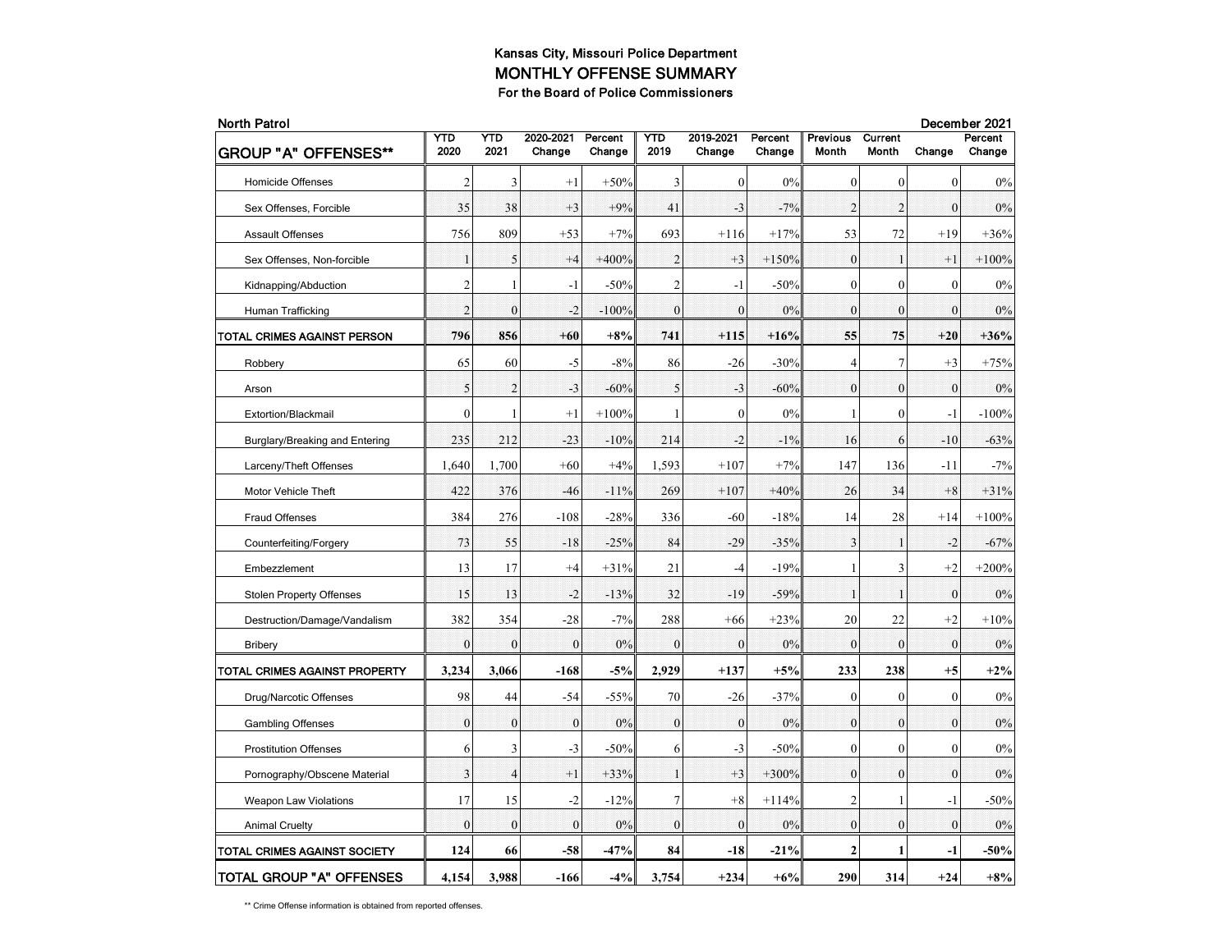# Kansas City, Missouri Police Department

## MONTHLY OFFENSE SUMMARY

### For the Board of Police Commissioners

**North Patrol** **December 2021**

| GROUP "A" OFFENSES** | YTD 2020 | YTD 2021 | 2020-2021 Change | Percent Change | YTD 2019 | 2019-2021 Change | Percent Change | Previous Month | Current Month | Change | Percent Change |
|---|---|---|---|---|---|---|---|---|---|---|---|
| Homicide Offenses | 2 | 3 | +1 | +50% | 3 | 0 | 0% | 0 | 0 | 0 | 0% |
| Sex Offenses, Forcible | 35 | 38 | +3 | +9% | 41 | -3 | -7% | 2 | 2 | 0 | 0% |
| Assault Offenses | 756 | 809 | +53 | +7% | 693 | +116 | +17% | 53 | 72 | +19 | +36% |
| Sex Offenses, Non-forcible | 1 | 5 | +4 | +400% | 2 | +3 | +150% | 0 | 1 | +1 | +100% |
| Kidnapping/Abduction | 2 | 1 | -1 | -50% | 2 | -1 | -50% | 0 | 0 | 0 | 0% |
| Human Trafficking | 2 | 0 | -2 | -100% | 0 | 0 | 0% | 0 | 0 | 0 | 0% |
| **TOTAL CRIMES AGAINST PERSON** | **796** | **856** | **+60** | **+8%** | **741** | **+115** | **+16%** | **55** | **75** | **+20** | **+36%** |
| Robbery | 65 | 60 | -5 | -8% | 86 | -26 | -30% | 4 | 7 | +3 | +75% |
| Arson | 5 | 2 | -3 | -60% | 5 | -3 | -60% | 0 | 0 | 0 | 0% |
| Extortion/Blackmail | 0 | 1 | +1 | +100% | 1 | 0 | 0% | 1 | 0 | -1 | -100% |
| Burglary/Breaking and Entering | 235 | 212 | -23 | -10% | 214 | -2 | -1% | 16 | 6 | -10 | -63% |
| Larceny/Theft Offenses | 1,640 | 1,700 | +60 | +4% | 1,593 | +107 | +7% | 147 | 136 | -11 | -7% |
| Motor Vehicle Theft | 422 | 376 | -46 | -11% | 269 | +107 | +40% | 26 | 34 | +8 | +31% |
| Fraud Offenses | 384 | 276 | -108 | -28% | 336 | -60 | -18% | 14 | 28 | +14 | +100% |
| Counterfeiting/Forgery | 73 | 55 | -18 | -25% | 84 | -29 | -35% | 3 | 1 | -2 | -67% |
| Embezzlement | 13 | 17 | +4 | +31% | 21 | -4 | -19% | 1 | 3 | +2 | +200% |
| Stolen Property Offenses | 15 | 13 | -2 | -13% | 32 | -19 | -59% | 1 | 1 | 0 | 0% |
| Destruction/Damage/Vandalism | 382 | 354 | -28 | -7% | 288 | +66 | +23% | 20 | 22 | +2 | +10% |
| Bribery | 0 | 0 | 0 | 0% | 0 | 0 | 0% | 0 | 0 | 0 | 0% |
| **TOTAL CRIMES AGAINST PROPERTY** | **3,234** | **3,066** | **-168** | **-5%** | **2,929** | **+137** | **+5%** | **233** | **238** | **+5** | **+2%** |
| Drug/Narcotic Offenses | 98 | 44 | -54 | -55% | 70 | -26 | -37% | 0 | 0 | 0 | 0% |
| Gambling Offenses | 0 | 0 | 0 | 0% | 0 | 0 | 0% | 0 | 0 | 0 | 0% |
| Prostitution Offenses | 6 | 3 | -3 | -50% | 6 | -3 | -50% | 0 | 0 | 0 | 0% |
| Pornography/Obscene Material | 3 | 4 | +1 | +33% | 1 | +3 | +300% | 0 | 0 | 0 | 0% |
| Weapon Law Violations | 17 | 15 | -2 | -12% | 7 | +8 | +114% | 2 | 1 | -1 | -50% |
| Animal Cruelty | 0 | 0 | 0 | 0% | 0 | 0 | 0% | 0 | 0 | 0 | 0% |
| **TOTAL CRIMES AGAINST SOCIETY** | **124** | **66** | **-58** | **-47%** | **84** | **-18** | **-21%** | **2** | **1** | **-1** | **-50%** |
| **TOTAL GROUP "A" OFFENSES** | **4,154** | **3,988** | **-166** | **-4%** | **3,754** | **+234** | **+6%** | **290** | **314** | **+24** | **+8%** |

** Crime Offense information is obtained from reported offenses.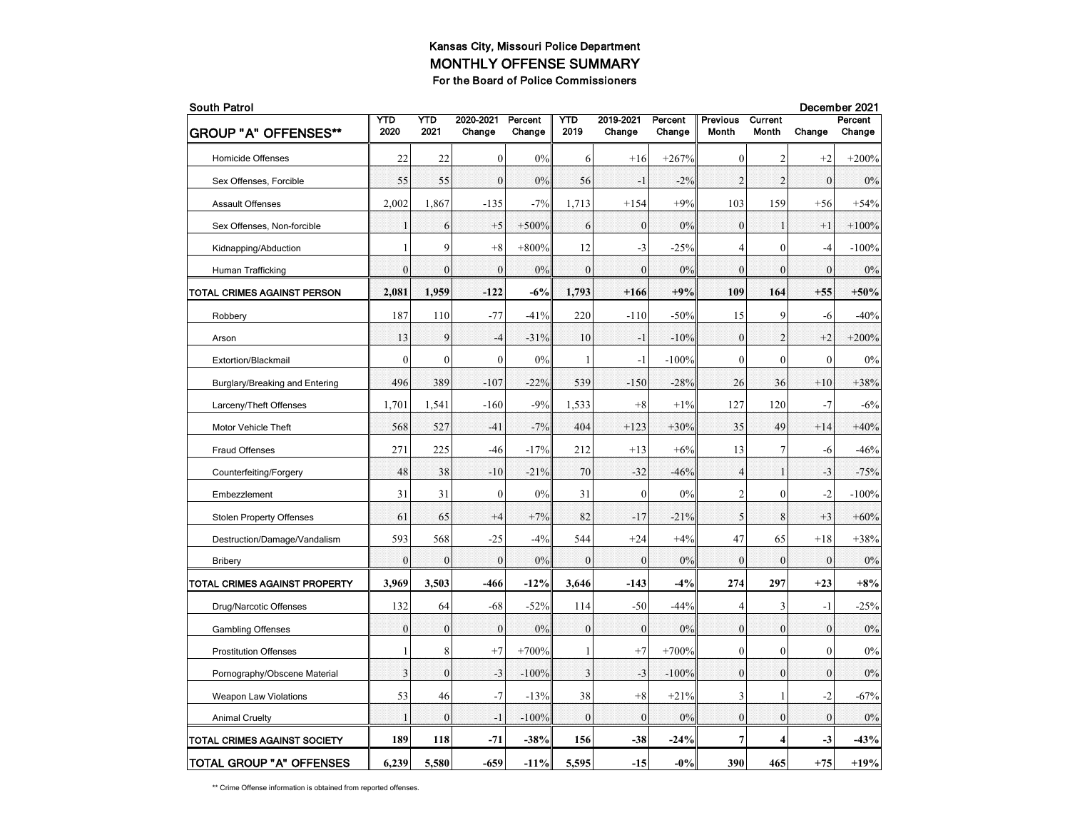**Kansas City, Missouri Police Department**

## MONTHLY OFFENSE SUMMARY

**For the Board of Police Commissioners**

**South Patrol** — **December 2021**

| GROUP "A" OFFENSES** | YTD 2020 | YTD 2021 | 2020-2021 Change | Percent Change | YTD 2019 | 2019-2021 Change | Percent Change | Previous Month | Current Month | Change | Percent Change |
|---|---|---|---|---|---|---|---|---|---|---|---|
| Homicide Offenses | 22 | 22 | 0 | 0% | 6 | +16 | +267% | 0 | 2 | +2 | +200% |
| Sex Offenses, Forcible | 55 | 55 | 0 | 0% | 56 | -1 | -2% | 2 | 2 | 0 | 0% |
| Assault Offenses | 2,002 | 1,867 | -135 | -7% | 1,713 | +154 | +9% | 103 | 159 | +56 | +54% |
| Sex Offenses, Non-forcible | 1 | 6 | +5 | +500% | 6 | 0 | 0% | 0 | 1 | +1 | +100% |
| Kidnapping/Abduction | 1 | 9 | +8 | +800% | 12 | -3 | -25% | 4 | 0 | -4 | -100% |
| Human Trafficking | 0 | 0 | 0 | 0% | 0 | 0 | 0% | 0 | 0 | 0 | 0% |
| **TOTAL CRIMES AGAINST PERSON** | **2,081** | **1,959** | **-122** | **-6%** | **1,793** | **+166** | **+9%** | **109** | **164** | **+55** | **+50%** |
| Robbery | 187 | 110 | -77 | -41% | 220 | -110 | -50% | 15 | 9 | -6 | -40% |
| Arson | 13 | 9 | -4 | -31% | 10 | -1 | -10% | 0 | 2 | +2 | +200% |
| Extortion/Blackmail | 0 | 0 | 0 | 0% | 1 | -1 | -100% | 0 | 0 | 0 | 0% |
| Burglary/Breaking and Entering | 496 | 389 | -107 | -22% | 539 | -150 | -28% | 26 | 36 | +10 | +38% |
| Larceny/Theft Offenses | 1,701 | 1,541 | -160 | -9% | 1,533 | +8 | +1% | 127 | 120 | -7 | -6% |
| Motor Vehicle Theft | 568 | 527 | -41 | -7% | 404 | +123 | +30% | 35 | 49 | +14 | +40% |
| Fraud Offenses | 271 | 225 | -46 | -17% | 212 | +13 | +6% | 13 | 7 | -6 | -46% |
| Counterfeiting/Forgery | 48 | 38 | -10 | -21% | 70 | -32 | -46% | 4 | 1 | -3 | -75% |
| Embezzlement | 31 | 31 | 0 | 0% | 31 | 0 | 0% | 2 | 0 | -2 | -100% |
| Stolen Property Offenses | 61 | 65 | +4 | +7% | 82 | -17 | -21% | 5 | 8 | +3 | +60% |
| Destruction/Damage/Vandalism | 593 | 568 | -25 | -4% | 544 | +24 | +4% | 47 | 65 | +18 | +38% |
| Bribery | 0 | 0 | 0 | 0% | 0 | 0 | 0% | 0 | 0 | 0 | 0% |
| **TOTAL CRIMES AGAINST PROPERTY** | **3,969** | **3,503** | **-466** | **-12%** | **3,646** | **-143** | **-4%** | **274** | **297** | **+23** | **+8%** |
| Drug/Narcotic Offenses | 132 | 64 | -68 | -52% | 114 | -50 | -44% | 4 | 3 | -1 | -25% |
| Gambling Offenses | 0 | 0 | 0 | 0% | 0 | 0 | 0% | 0 | 0 | 0 | 0% |
| Prostitution Offenses | 1 | 8 | +7 | +700% | 1 | +7 | +700% | 0 | 0 | 0 | 0% |
| Pornography/Obscene Material | 3 | 0 | -3 | -100% | 3 | -3 | -100% | 0 | 0 | 0 | 0% |
| Weapon Law Violations | 53 | 46 | -7 | -13% | 38 | +8 | +21% | 3 | 1 | -2 | -67% |
| Animal Cruelty | 1 | 0 | -1 | -100% | 0 | 0 | 0% | 0 | 0 | 0 | 0% |
| **TOTAL CRIMES AGAINST SOCIETY** | **189** | **118** | **-71** | **-38%** | **156** | **-38** | **-24%** | **7** | **4** | **-3** | **-43%** |
| **TOTAL GROUP "A" OFFENSES** | **6,239** | **5,580** | **-659** | **-11%** | **5,595** | **-15** | **-0%** | **390** | **465** | **+75** | **+19%** |

** Crime Offense information is obtained from reported offenses.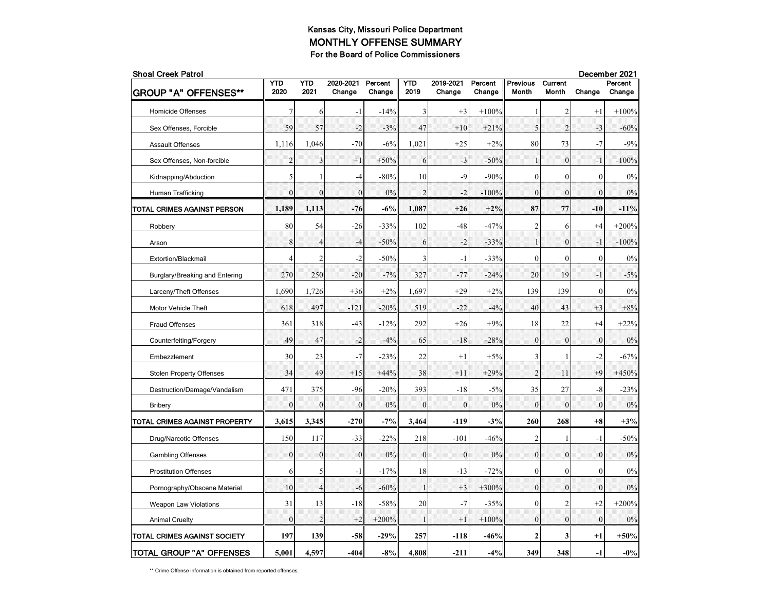Kansas City, Missouri Police Department

**MONTHLY OFFENSE SUMMARY**

For the Board of Police Commissioners

Shoal Creek Patrol — December 2021

| GROUP "A" OFFENSES** | YTD 2020 | YTD 2021 | 2020-2021 Change | Percent Change | YTD 2019 | 2019-2021 Change | Percent Change | Previous Month | Current Month | Change | Percent Change |
|---|---|---|---|---|---|---|---|---|---|---|---|
| Homicide Offenses | 7 | 6 | -1 | -14% | 3 | +3 | +100% | 1 | 2 | +1 | +100% |
| Sex Offenses, Forcible | 59 | 57 | -2 | -3% | 47 | +10 | +21% | 5 | 2 | -3 | -60% |
| Assault Offenses | 1,116 | 1,046 | -70 | -6% | 1,021 | +25 | +2% | 80 | 73 | -7 | -9% |
| Sex Offenses, Non-forcible | 2 | 3 | +1 | +50% | 6 | -3 | -50% | 1 | 0 | -1 | -100% |
| Kidnapping/Abduction | 5 | 1 | -4 | -80% | 10 | -9 | -90% | 0 | 0 | 0 | 0% |
| Human Trafficking | 0 | 0 | 0 | 0% | 2 | -2 | -100% | 0 | 0 | 0 | 0% |
| **TOTAL CRIMES AGAINST PERSON** | **1,189** | **1,113** | **-76** | **-6%** | **1,087** | **+26** | **+2%** | **87** | **77** | **-10** | **-11%** |
| Robbery | 80 | 54 | -26 | -33% | 102 | -48 | -47% | 2 | 6 | +4 | +200% |
| Arson | 8 | 4 | -4 | -50% | 6 | -2 | -33% | 1 | 0 | -1 | -100% |
| Extortion/Blackmail | 4 | 2 | -2 | -50% | 3 | -1 | -33% | 0 | 0 | 0 | 0% |
| Burglary/Breaking and Entering | 270 | 250 | -20 | -7% | 327 | -77 | -24% | 20 | 19 | -1 | -5% |
| Larceny/Theft Offenses | 1,690 | 1,726 | +36 | +2% | 1,697 | +29 | +2% | 139 | 139 | 0 | 0% |
| Motor Vehicle Theft | 618 | 497 | -121 | -20% | 519 | -22 | -4% | 40 | 43 | +3 | +8% |
| Fraud Offenses | 361 | 318 | -43 | -12% | 292 | +26 | +9% | 18 | 22 | +4 | +22% |
| Counterfeiting/Forgery | 49 | 47 | -2 | -4% | 65 | -18 | -28% | 0 | 0 | 0 | 0% |
| Embezzlement | 30 | 23 | -7 | -23% | 22 | +1 | +5% | 3 | 1 | -2 | -67% |
| Stolen Property Offenses | 34 | 49 | +15 | +44% | 38 | +11 | +29% | 2 | 11 | +9 | +450% |
| Destruction/Damage/Vandalism | 471 | 375 | -96 | -20% | 393 | -18 | -5% | 35 | 27 | -8 | -23% |
| Bribery | 0 | 0 | 0 | 0% | 0 | 0 | 0% | 0 | 0 | 0 | 0% |
| **TOTAL CRIMES AGAINST PROPERTY** | **3,615** | **3,345** | **-270** | **-7%** | **3,464** | **-119** | **-3%** | **260** | **268** | **+8** | **+3%** |
| Drug/Narcotic Offenses | 150 | 117 | -33 | -22% | 218 | -101 | -46% | 2 | 1 | -1 | -50% |
| Gambling Offenses | 0 | 0 | 0 | 0% | 0 | 0 | 0% | 0 | 0 | 0 | 0% |
| Prostitution Offenses | 6 | 5 | -1 | -17% | 18 | -13 | -72% | 0 | 0 | 0 | 0% |
| Pornography/Obscene Material | 10 | 4 | -6 | -60% | 1 | +3 | +300% | 0 | 0 | 0 | 0% |
| Weapon Law Violations | 31 | 13 | -18 | -58% | 20 | -7 | -35% | 0 | 2 | +2 | +200% |
| Animal Cruelty | 0 | 2 | +2 | +200% | 1 | +1 | +100% | 0 | 0 | 0 | 0% |
| **TOTAL CRIMES AGAINST SOCIETY** | **197** | **139** | **-58** | **-29%** | **257** | **-118** | **-46%** | **2** | **3** | **+1** | **+50%** |
| **TOTAL GROUP "A" OFFENSES** | **5,001** | **4,597** | **-404** | **-8%** | **4,808** | **-211** | **-4%** | **349** | **348** | **-1** | **-0%** |

** Crime Offense information is obtained from reported offenses.